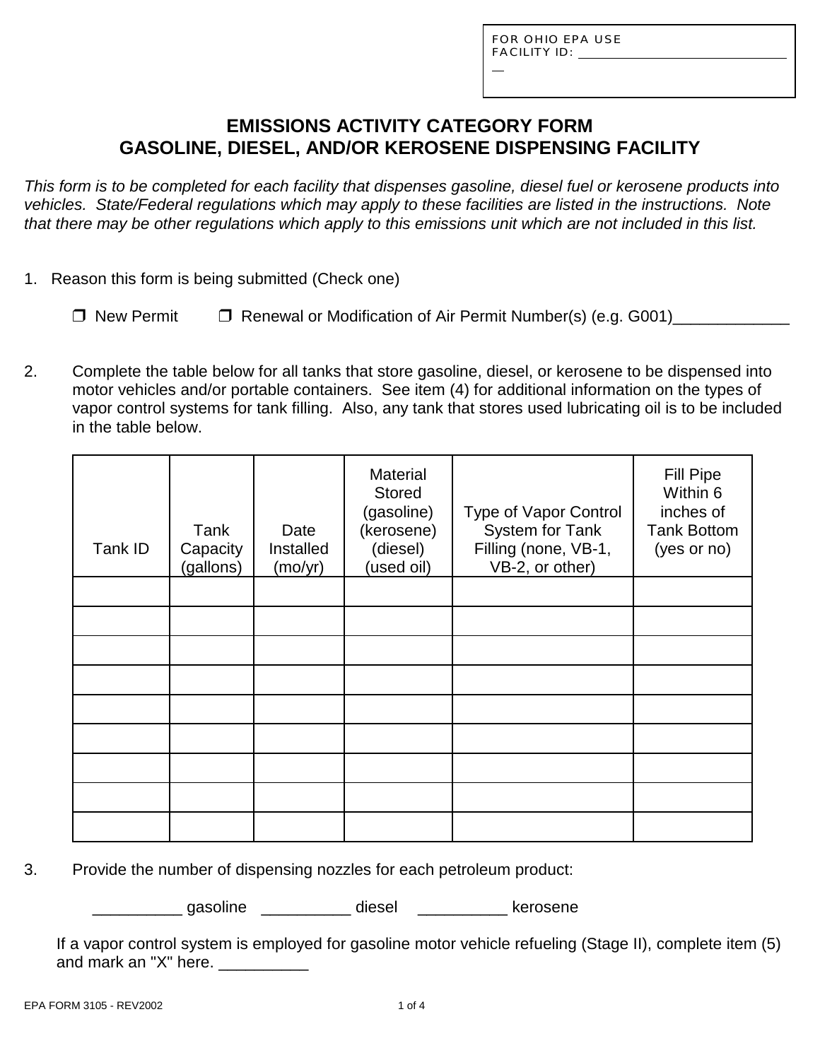FOR OHIO EPA USE
FACILITY ID: ______________________________

# EMISSIONS ACTIVITY CATEGORY FORM
# GASOLINE, DIESEL, AND/OR KEROSENE DISPENSING FACILITY

*This form is to be completed for each facility that dispenses gasoline, diesel fuel or kerosene products into vehicles. State/Federal regulations which may apply to these facilities are listed in the instructions. Note that there may be other regulations which apply to this emissions unit which are not included in this list.*

1. Reason this form is being submitted (Check one)

   ❒ New Permit ❒ Renewal or Modification of Air Permit Number(s) (e.g. G001)_____________

2. Complete the table below for all tanks that store gasoline, diesel, or kerosene to be dispensed into motor vehicles and/or portable containers. See item (4) for additional information on the types of vapor control systems for tank filling. Also, any tank that stores used lubricating oil is to be included in the table below.

| Tank ID | Tank Capacity (gallons) | Date Installed (mo/yr) | Material Stored (gasoline) (kerosene) (diesel) (used oil) | Type of Vapor Control System for Tank Filling (none, VB-1, VB-2, or other) | Fill Pipe Within 6 inches of Tank Bottom (yes or no) |
|---|---|---|---|---|---|
| | | | | | |
| | | | | | |
| | | | | | |
| | | | | | |
| | | | | | |
| | | | | | |
| | | | | | |
| | | | | | |
| | | | | | |

3. Provide the number of dispensing nozzles for each petroleum product:

   __________ gasoline __________ diesel __________ kerosene

   If a vapor control system is employed for gasoline motor vehicle refueling (Stage II), complete item (5) and mark an "X" here. __________

EPA FORM 3105 - REV2002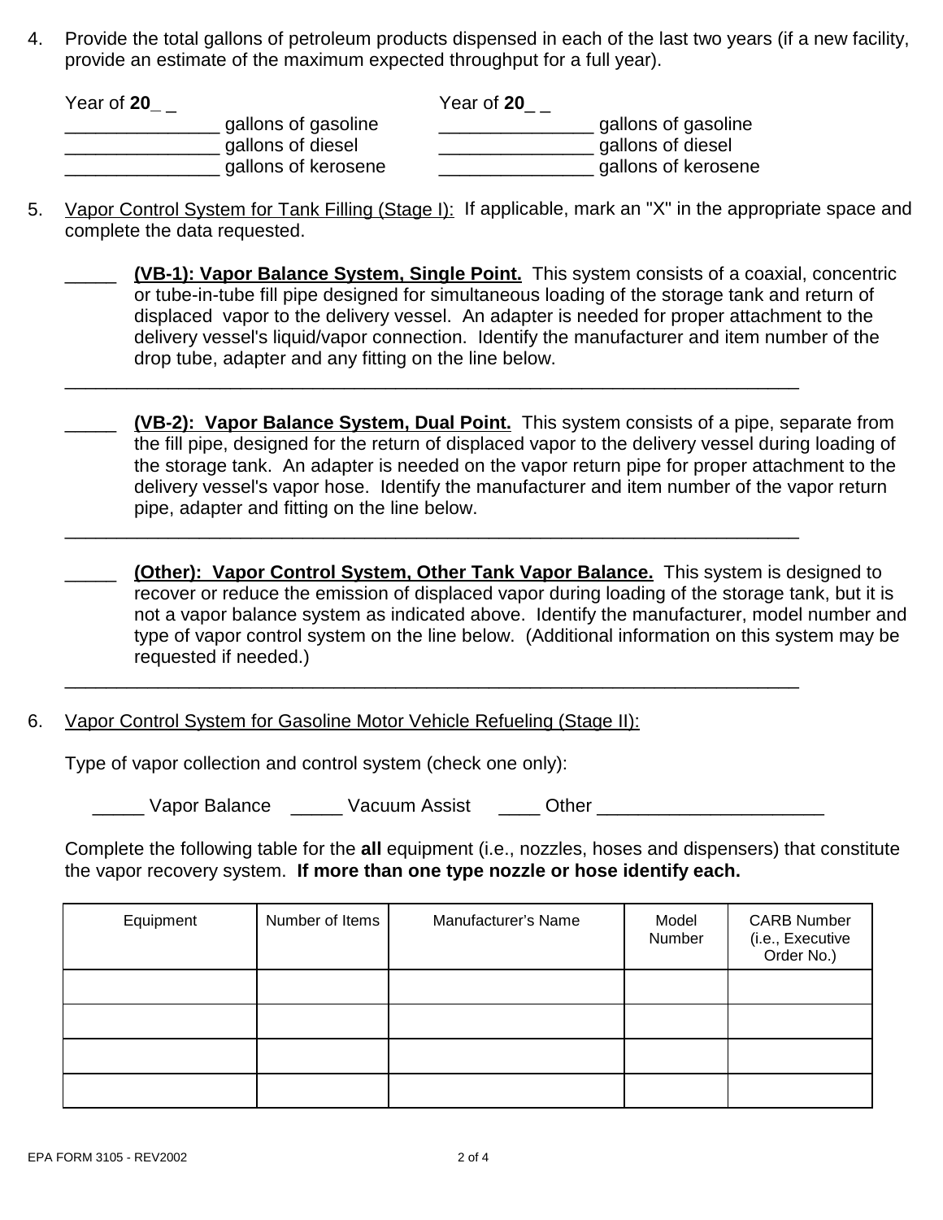4. Provide the total gallons of petroleum products dispensed in each of the last two years (if a new facility, provide an estimate of the maximum expected throughput for a full year).

Year of **20**_ _
_______________ gallons of gasoline
_______________ gallons of diesel
_______________ gallons of kerosene

Year of **20**_ _
_______________ gallons of gasoline
_______________ gallons of diesel
_______________ gallons of kerosene

5. Vapor Control System for Tank Filling (Stage I): If applicable, mark an "X" in the appropriate space and complete the data requested.

_____ **(VB-1): Vapor Balance System, Single Point.** This system consists of a coaxial, concentric or tube-in-tube fill pipe designed for simultaneous loading of the storage tank and return of displaced vapor to the delivery vessel. An adapter is needed for proper attachment to the delivery vessel's liquid/vapor connection. Identify the manufacturer and item number of the drop tube, adapter and any fitting on the line below.

___________________________________________________________________________

_____ **(VB-2): Vapor Balance System, Dual Point.** This system consists of a pipe, separate from the fill pipe, designed for the return of displaced vapor to the delivery vessel during loading of the storage tank. An adapter is needed on the vapor return pipe for proper attachment to the delivery vessel's vapor hose. Identify the manufacturer and item number of the vapor return pipe, adapter and fitting on the line below.

___________________________________________________________________________

_____ **(Other): Vapor Control System, Other Tank Vapor Balance.** This system is designed to recover or reduce the emission of displaced vapor during loading of the storage tank, but it is not a vapor balance system as indicated above. Identify the manufacturer, model number and type of vapor control system on the line below. (Additional information on this system may be requested if needed.)

___________________________________________________________________________

6. Vapor Control System for Gasoline Motor Vehicle Refueling (Stage II):

Type of vapor collection and control system (check one only):

_____ Vapor Balance _____ Vacuum Assist ____ Other ______________________

Complete the following table for the **all** equipment (i.e., nozzles, hoses and dispensers) that constitute the vapor recovery system. **If more than one type nozzle or hose identify each.**

| Equipment | Number of Items | Manufacturer's Name | Model Number | CARB Number (i.e., Executive Order No.) |
|---|---|---|---|---|
| | | | | |
| | | | | |
| | | | | |
| | | | | |

EPA FORM 3105 - REV2002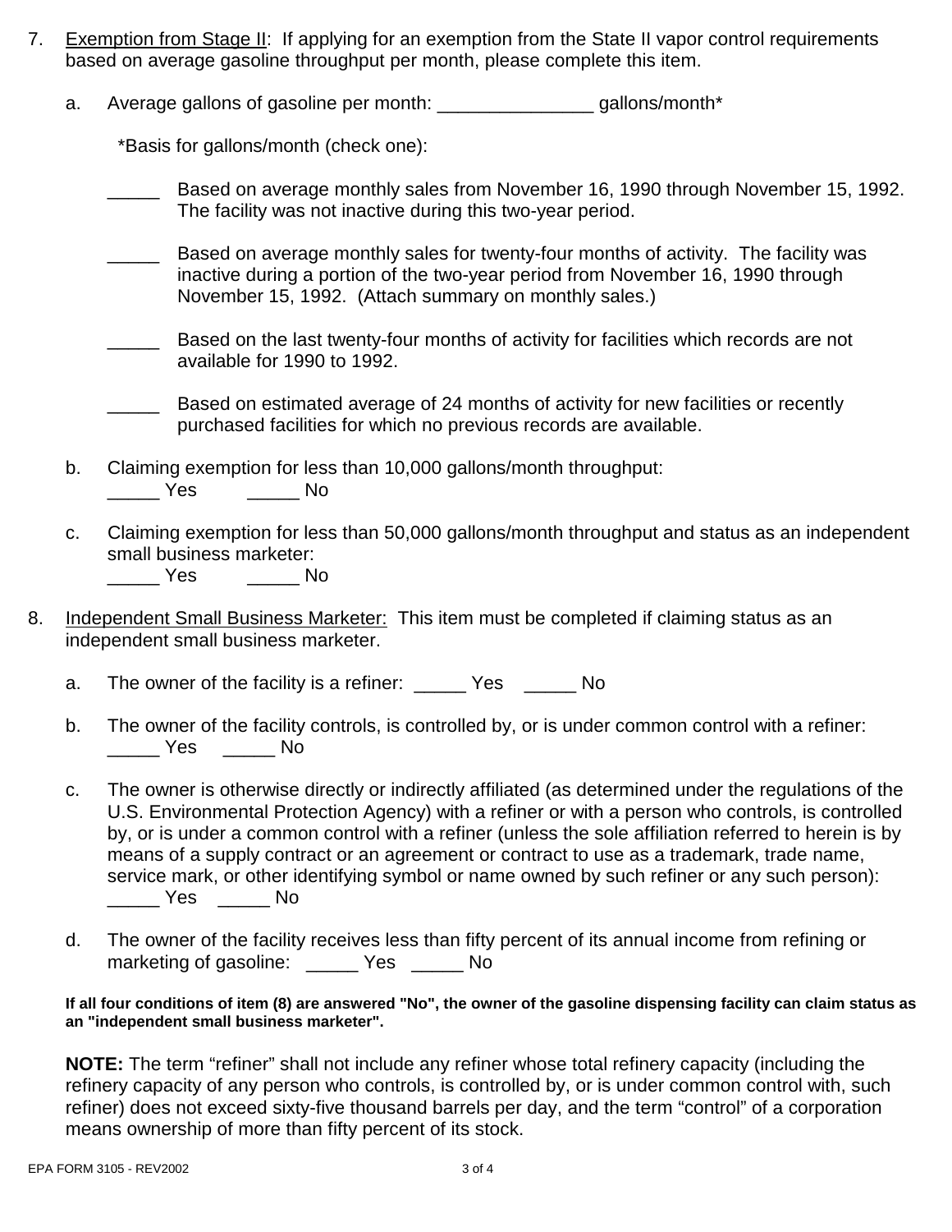7. Exemption from Stage II: If applying for an exemption from the State II vapor control requirements based on average gasoline throughput per month, please complete this item.

   a. Average gallons of gasoline per month: _______________ gallons/month*

      *Basis for gallons/month (check one):

      _____ Based on average monthly sales from November 16, 1990 through November 15, 1992. The facility was not inactive during this two-year period.

      _____ Based on average monthly sales for twenty-four months of activity. The facility was inactive during a portion of the two-year period from November 16, 1990 through November 15, 1992. (Attach summary on monthly sales.)

      _____ Based on the last twenty-four months of activity for facilities which records are not available for 1990 to 1992.

      _____ Based on estimated average of 24 months of activity for new facilities or recently purchased facilities for which no previous records are available.

   b. Claiming exemption for less than 10,000 gallons/month throughput:
      _____ Yes _____ No

   c. Claiming exemption for less than 50,000 gallons/month throughput and status as an independent small business marketer:
      _____ Yes _____ No

8. Independent Small Business Marketer: This item must be completed if claiming status as an independent small business marketer.

   a. The owner of the facility is a refiner: _____ Yes _____ No

   b. The owner of the facility controls, is controlled by, or is under common control with a refiner:
      _____ Yes _____ No

   c. The owner is otherwise directly or indirectly affiliated (as determined under the regulations of the U.S. Environmental Protection Agency) with a refiner or with a person who controls, is controlled by, or is under a common control with a refiner (unless the sole affiliation referred to herein is by means of a supply contract or an agreement or contract to use as a trademark, trade name, service mark, or other identifying symbol or name owned by such refiner or any such person):
      _____ Yes _____ No

   d. The owner of the facility receives less than fifty percent of its annual income from refining or marketing of gasoline: _____ Yes _____ No

   **If all four conditions of item (8) are answered "No", the owner of the gasoline dispensing facility can claim status as an "independent small business marketer".**

   **NOTE:** The term "refiner" shall not include any refiner whose total refinery capacity (including the refinery capacity of any person who controls, is controlled by, or is under common control with, such refiner) does not exceed sixty-five thousand barrels per day, and the term "control" of a corporation means ownership of more than fifty percent of its stock.

EPA FORM 3105 - REV2002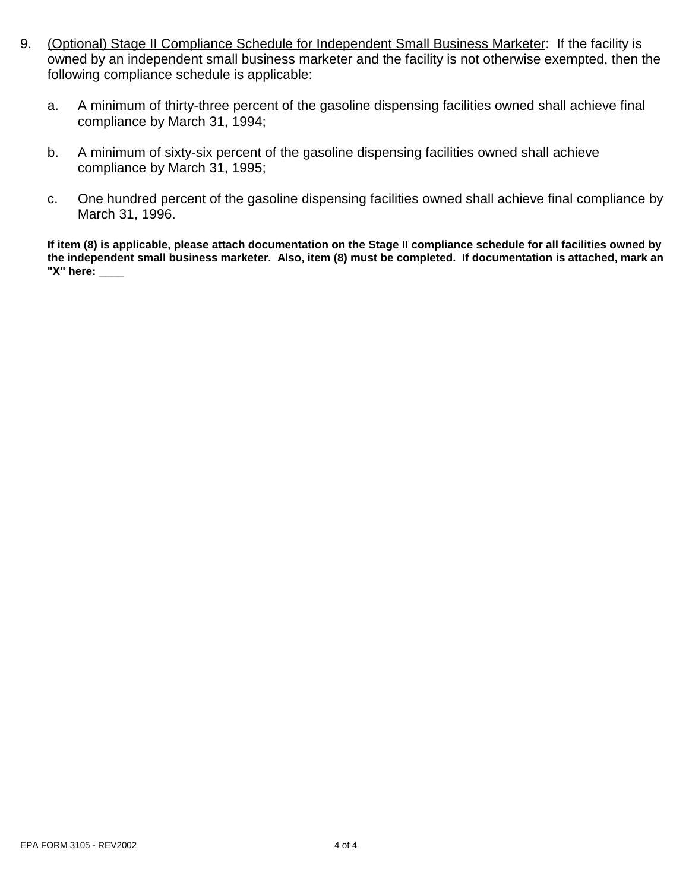9. <u>(Optional) Stage II Compliance Schedule for Independent Small Business Marketer</u>: If the facility is owned by an independent small business marketer and the facility is not otherwise exempted, then the following compliance schedule is applicable:

   a. A minimum of thirty-three percent of the gasoline dispensing facilities owned shall achieve final compliance by March 31, 1994;

   b. A minimum of sixty-six percent of the gasoline dispensing facilities owned shall achieve compliance by March 31, 1995;

   c. One hundred percent of the gasoline dispensing facilities owned shall achieve final compliance by March 31, 1996.

   **If item (8) is applicable, please attach documentation on the Stage II compliance schedule for all facilities owned by the independent small business marketer. Also, item (8) must be completed. If documentation is attached, mark an "X" here: ____**

EPA FORM 3105 - REV2002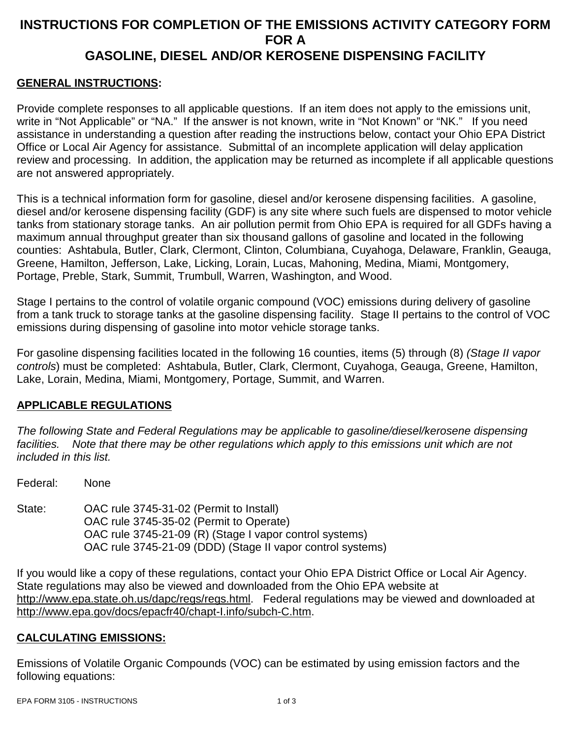# INSTRUCTIONS FOR COMPLETION OF THE EMISSIONS ACTIVITY CATEGORY FORM FOR A GASOLINE, DIESEL AND/OR KEROSENE DISPENSING FACILITY

**GENERAL INSTRUCTIONS:**

Provide complete responses to all applicable questions. If an item does not apply to the emissions unit, write in "Not Applicable" or "NA." If the answer is not known, write in "Not Known" or "NK." If you need assistance in understanding a question after reading the instructions below, contact your Ohio EPA District Office or Local Air Agency for assistance. Submittal of an incomplete application will delay application review and processing. In addition, the application may be returned as incomplete if all applicable questions are not answered appropriately.

This is a technical information form for gasoline, diesel and/or kerosene dispensing facilities. A gasoline, diesel and/or kerosene dispensing facility (GDF) is any site where such fuels are dispensed to motor vehicle tanks from stationary storage tanks. An air pollution permit from Ohio EPA is required for all GDFs having a maximum annual throughput greater than six thousand gallons of gasoline and located in the following counties: Ashtabula, Butler, Clark, Clermont, Clinton, Columbiana, Cuyahoga, Delaware, Franklin, Geauga, Greene, Hamilton, Jefferson, Lake, Licking, Lorain, Lucas, Mahoning, Medina, Miami, Montgomery, Portage, Preble, Stark, Summit, Trumbull, Warren, Washington, and Wood.

Stage I pertains to the control of volatile organic compound (VOC) emissions during delivery of gasoline from a tank truck to storage tanks at the gasoline dispensing facility. Stage II pertains to the control of VOC emissions during dispensing of gasoline into motor vehicle storage tanks.

For gasoline dispensing facilities located in the following 16 counties, items (5) through (8) *(Stage II vapor controls*) must be completed: Ashtabula, Butler, Clark, Clermont, Cuyahoga, Geauga, Greene, Hamilton, Lake, Lorain, Medina, Miami, Montgomery, Portage, Summit, and Warren.

**APPLICABLE REGULATIONS**

*The following State and Federal Regulations may be applicable to gasoline/diesel/kerosene dispensing facilities. Note that there may be other regulations which apply to this emissions unit which are not included in this list.*

Federal: None

State:
- OAC rule 3745-31-02 (Permit to Install)
- OAC rule 3745-35-02 (Permit to Operate)
- OAC rule 3745-21-09 (R) (Stage I vapor control systems)
- OAC rule 3745-21-09 (DDD) (Stage II vapor control systems)

If you would like a copy of these regulations, contact your Ohio EPA District Office or Local Air Agency. State regulations may also be viewed and downloaded from the Ohio EPA website at http://www.epa.state.oh.us/dapc/regs/regs.html. Federal regulations may be viewed and downloaded at http://www.epa.gov/docs/epacfr40/chapt-I.info/subch-C.htm.

**CALCULATING EMISSIONS:**

Emissions of Volatile Organic Compounds (VOC) can be estimated by using emission factors and the following equations: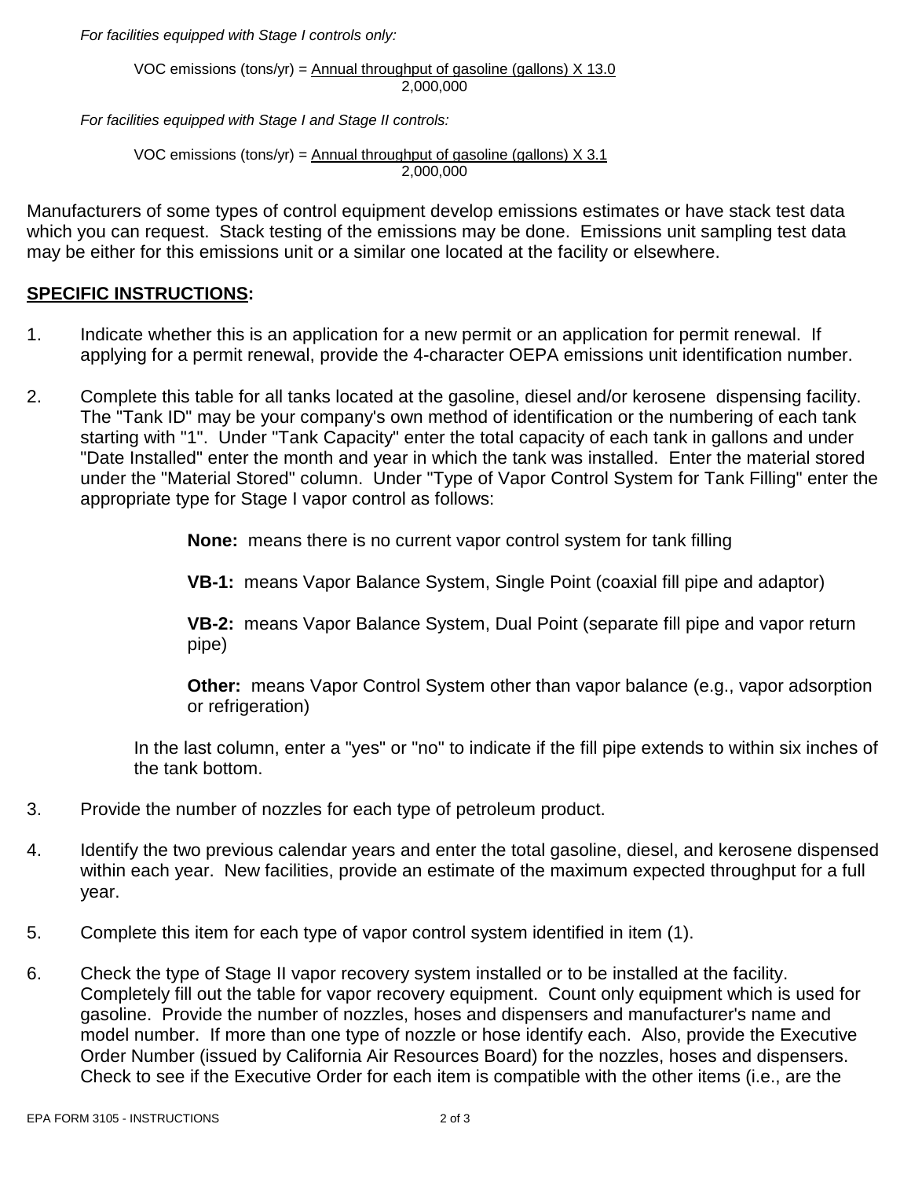*For facilities equipped with Stage I controls only:*

$$\text{VOC emissions (tons/yr)} = \frac{\text{Annual throughput of gasoline (gallons)} \times 13.0}{2{,}000{,}000}$$

*For facilities equipped with Stage I and Stage II controls:*

$$\text{VOC emissions (tons/yr)} = \frac{\text{Annual throughput of gasoline (gallons)} \times 3.1}{2{,}000{,}000}$$

Manufacturers of some types of control equipment develop emissions estimates or have stack test data which you can request. Stack testing of the emissions may be done. Emissions unit sampling test data may be either for this emissions unit or a similar one located at the facility or elsewhere.

**SPECIFIC INSTRUCTIONS:**

1. Indicate whether this is an application for a new permit or an application for permit renewal. If applying for a permit renewal, provide the 4-character OEPA emissions unit identification number.

2. Complete this table for all tanks located at the gasoline, diesel and/or kerosene dispensing facility. The "Tank ID" may be your company's own method of identification or the numbering of each tank starting with "1". Under "Tank Capacity" enter the total capacity of each tank in gallons and under "Date Installed" enter the month and year in which the tank was installed. Enter the material stored under the "Material Stored" column. Under "Type of Vapor Control System for Tank Filling" enter the appropriate type for Stage I vapor control as follows:

   **None:** means there is no current vapor control system for tank filling

   **VB-1:** means Vapor Balance System, Single Point (coaxial fill pipe and adaptor)

   **VB-2:** means Vapor Balance System, Dual Point (separate fill pipe and vapor return pipe)

   **Other:** means Vapor Control System other than vapor balance (e.g., vapor adsorption or refrigeration)

   In the last column, enter a "yes" or "no" to indicate if the fill pipe extends to within six inches of the tank bottom.

3. Provide the number of nozzles for each type of petroleum product.

4. Identify the two previous calendar years and enter the total gasoline, diesel, and kerosene dispensed within each year. New facilities, provide an estimate of the maximum expected throughput for a full year.

5. Complete this item for each type of vapor control system identified in item (1).

6. Check the type of Stage II vapor recovery system installed or to be installed at the facility. Completely fill out the table for vapor recovery equipment. Count only equipment which is used for gasoline. Provide the number of nozzles, hoses and dispensers and manufacturer's name and model number. If more than one type of nozzle or hose identify each. Also, provide the Executive Order Number (issued by California Air Resources Board) for the nozzles, hoses and dispensers. Check to see if the Executive Order for each item is compatible with the other items (i.e., are the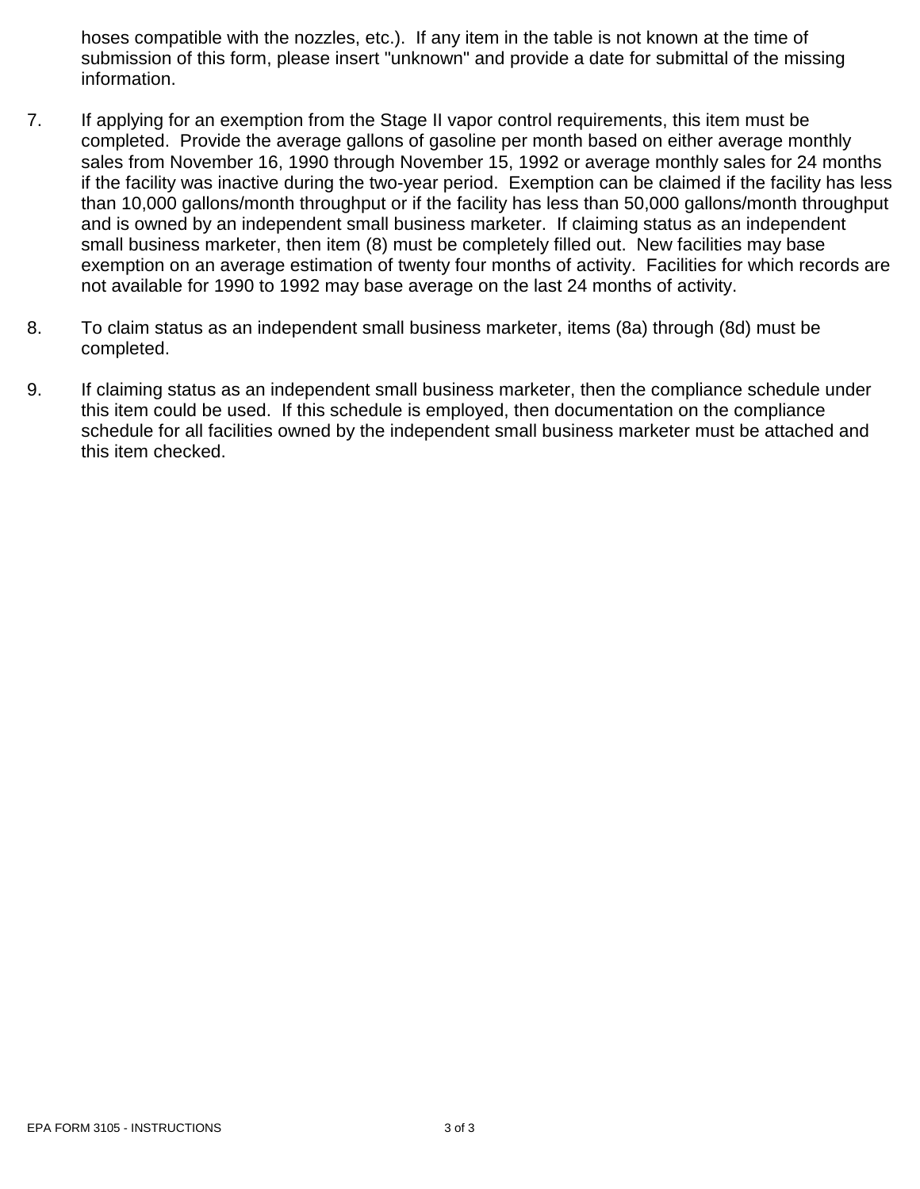hoses compatible with the nozzles, etc.). If any item in the table is not known at the time of submission of this form, please insert "unknown" and provide a date for submittal of the missing information.

7. If applying for an exemption from the Stage II vapor control requirements, this item must be completed. Provide the average gallons of gasoline per month based on either average monthly sales from November 16, 1990 through November 15, 1992 or average monthly sales for 24 months if the facility was inactive during the two-year period. Exemption can be claimed if the facility has less than 10,000 gallons/month throughput or if the facility has less than 50,000 gallons/month throughput and is owned by an independent small business marketer. If claiming status as an independent small business marketer, then item (8) must be completely filled out. New facilities may base exemption on an average estimation of twenty four months of activity. Facilities for which records are not available for 1990 to 1992 may base average on the last 24 months of activity.

8. To claim status as an independent small business marketer, items (8a) through (8d) must be completed.

9. If claiming status as an independent small business marketer, then the compliance schedule under this item could be used. If this schedule is employed, then documentation on the compliance schedule for all facilities owned by the independent small business marketer must be attached and this item checked.